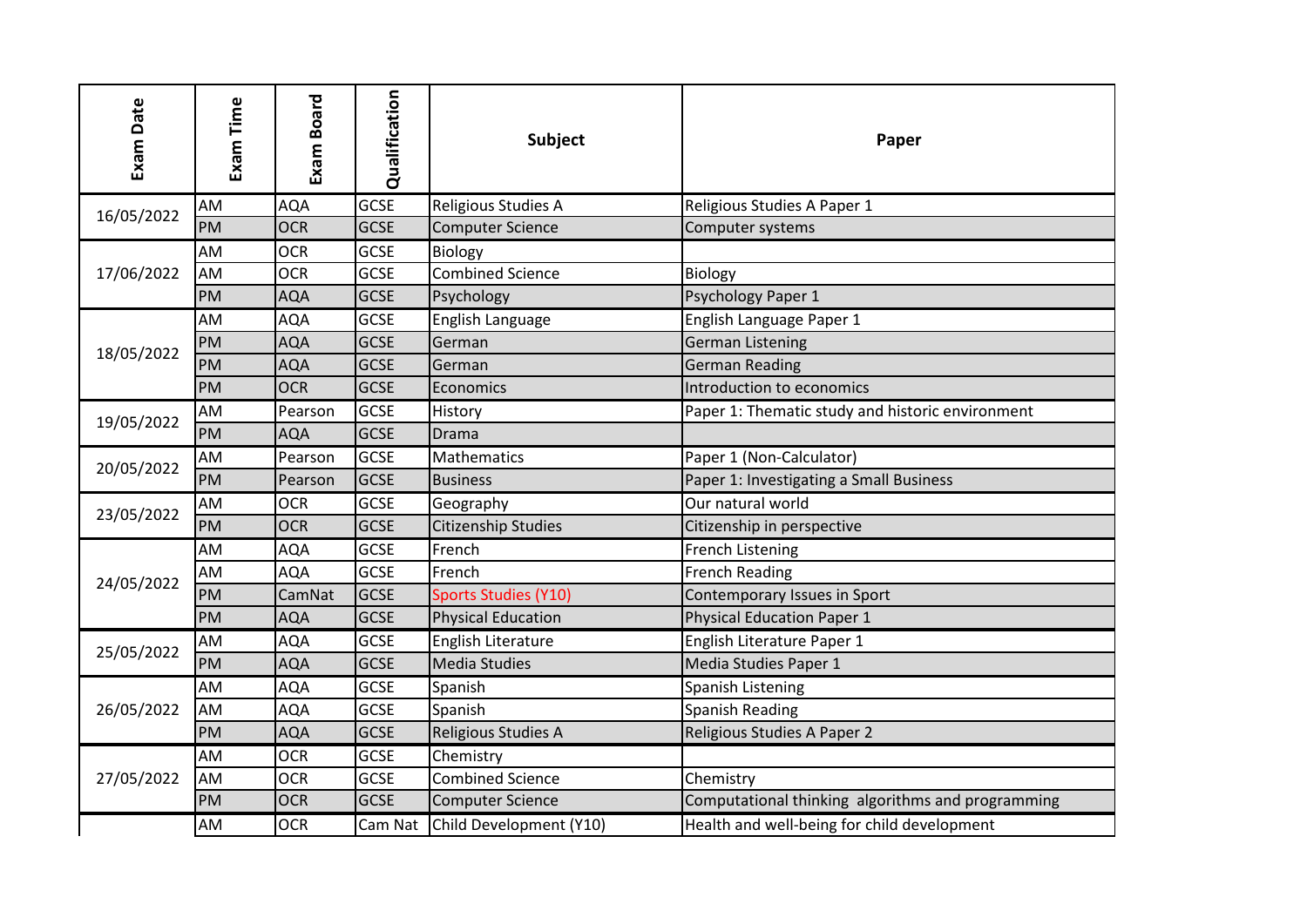| Exam Date | Exam Time | Exam Board | Qualification | Subject | Paper |
|---|---|---|---|---|---|
| 16/05/2022 | AM | AQA | GCSE | Religious Studies A | Religious Studies A Paper 1 |
| | PM | OCR | GCSE | Computer Science | Computer systems |
| 17/06/2022 | AM | OCR | GCSE | Biology | |
| | AM | OCR | GCSE | Combined Science | Biology |
| | PM | AQA | GCSE | Psychology | Psychology Paper 1 |
| 18/05/2022 | AM | AQA | GCSE | English Language | English Language Paper 1 |
| | PM | AQA | GCSE | German | German Listening |
| | PM | AQA | GCSE | German | German Reading |
| | PM | OCR | GCSE | Economics | Introduction to economics |
| 19/05/2022 | AM | Pearson | GCSE | History | Paper 1: Thematic study and historic environment |
| | PM | AQA | GCSE | Drama | |
| 20/05/2022 | AM | Pearson | GCSE | Mathematics | Paper 1 (Non-Calculator) |
| | PM | Pearson | GCSE | Business | Paper 1: Investigating a Small Business |
| 23/05/2022 | AM | OCR | GCSE | Geography | Our natural world |
| | PM | OCR | GCSE | Citizenship Studies | Citizenship in perspective |
| 24/05/2022 | AM | AQA | GCSE | French | French Listening |
| | AM | AQA | GCSE | French | French Reading |
| | PM | CamNat | GCSE | Sports Studies (Y10) | Contemporary Issues in Sport |
| | PM | AQA | GCSE | Physical Education | Physical Education Paper 1 |
| 25/05/2022 | AM | AQA | GCSE | English Literature | English Literature Paper 1 |
| | PM | AQA | GCSE | Media Studies | Media Studies Paper 1 |
| 26/05/2022 | AM | AQA | GCSE | Spanish | Spanish Listening |
| | AM | AQA | GCSE | Spanish | Spanish Reading |
| | PM | AQA | GCSE | Religious Studies A | Religious Studies A Paper 2 |
| 27/05/2022 | AM | OCR | GCSE | Chemistry | |
| | AM | OCR | GCSE | Combined Science | Chemistry |
| | PM | OCR | GCSE | Computer Science | Computational thinking algorithms and programming |
| | AM | OCR | Cam Nat | Child Development (Y10) | Health and well-being for child development |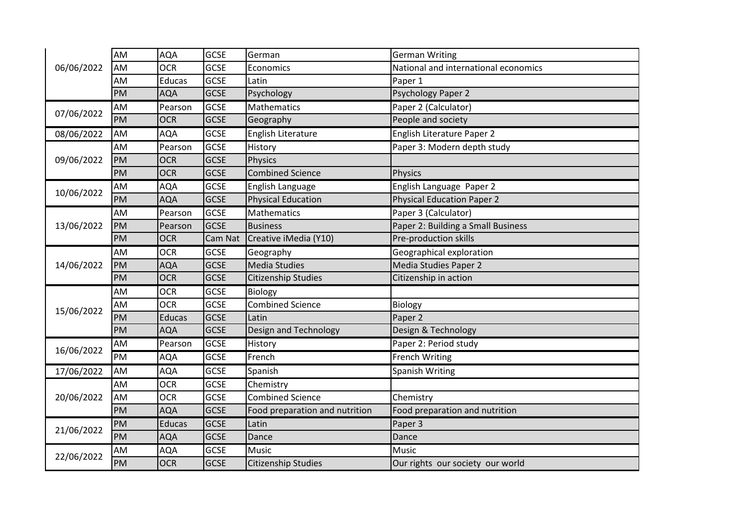| | | | | | |
|---|---|---|---|---|---|
| 06/06/2022 | AM | AQA | GCSE | German | German Writing |
| | AM | OCR | GCSE | Economics | National and international economics |
| | AM | Educas | GCSE | Latin | Paper 1 |
| | PM | AQA | GCSE | Psychology | Psychology Paper 2 |
| 07/06/2022 | AM | Pearson | GCSE | Mathematics | Paper 2 (Calculator) |
| | PM | OCR | GCSE | Geography | People and society |
| 08/06/2022 | AM | AQA | GCSE | English Literature | English Literature Paper 2 |
| 09/06/2022 | AM | Pearson | GCSE | History | Paper 3: Modern depth study |
| | PM | OCR | GCSE | Physics | |
| | PM | OCR | GCSE | Combined Science | Physics |
| 10/06/2022 | AM | AQA | GCSE | English Language | English Language Paper 2 |
| | PM | AQA | GCSE | Physical Education | Physical Education Paper 2 |
| 13/06/2022 | AM | Pearson | GCSE | Mathematics | Paper 3 (Calculator) |
| | PM | Pearson | GCSE | Business | Paper 2: Building a Small Business |
| | PM | OCR | Cam Nat | Creative iMedia (Y10) | Pre-production skills |
| 14/06/2022 | AM | OCR | GCSE | Geography | Geographical exploration |
| | PM | AQA | GCSE | Media Studies | Media Studies Paper 2 |
| | PM | OCR | GCSE | Citizenship Studies | Citizenship in action |
| 15/06/2022 | AM | OCR | GCSE | Biology | |
| | AM | OCR | GCSE | Combined Science | Biology |
| | PM | Educas | GCSE | Latin | Paper 2 |
| | PM | AQA | GCSE | Design and Technology | Design & Technology |
| 16/06/2022 | AM | Pearson | GCSE | History | Paper 2: Period study |
| | PM | AQA | GCSE | French | French Writing |
| 17/06/2022 | AM | AQA | GCSE | Spanish | Spanish Writing |
| 20/06/2022 | AM | OCR | GCSE | Chemistry | |
| | AM | OCR | GCSE | Combined Science | Chemistry |
| | PM | AQA | GCSE | Food preparation and nutrition | Food preparation and nutrition |
| 21/06/2022 | PM | Educas | GCSE | Latin | Paper 3 |
| | PM | AQA | GCSE | Dance | Dance |
| 22/06/2022 | AM | AQA | GCSE | Music | Music |
| | PM | OCR | GCSE | Citizenship Studies | Our rights our society our world |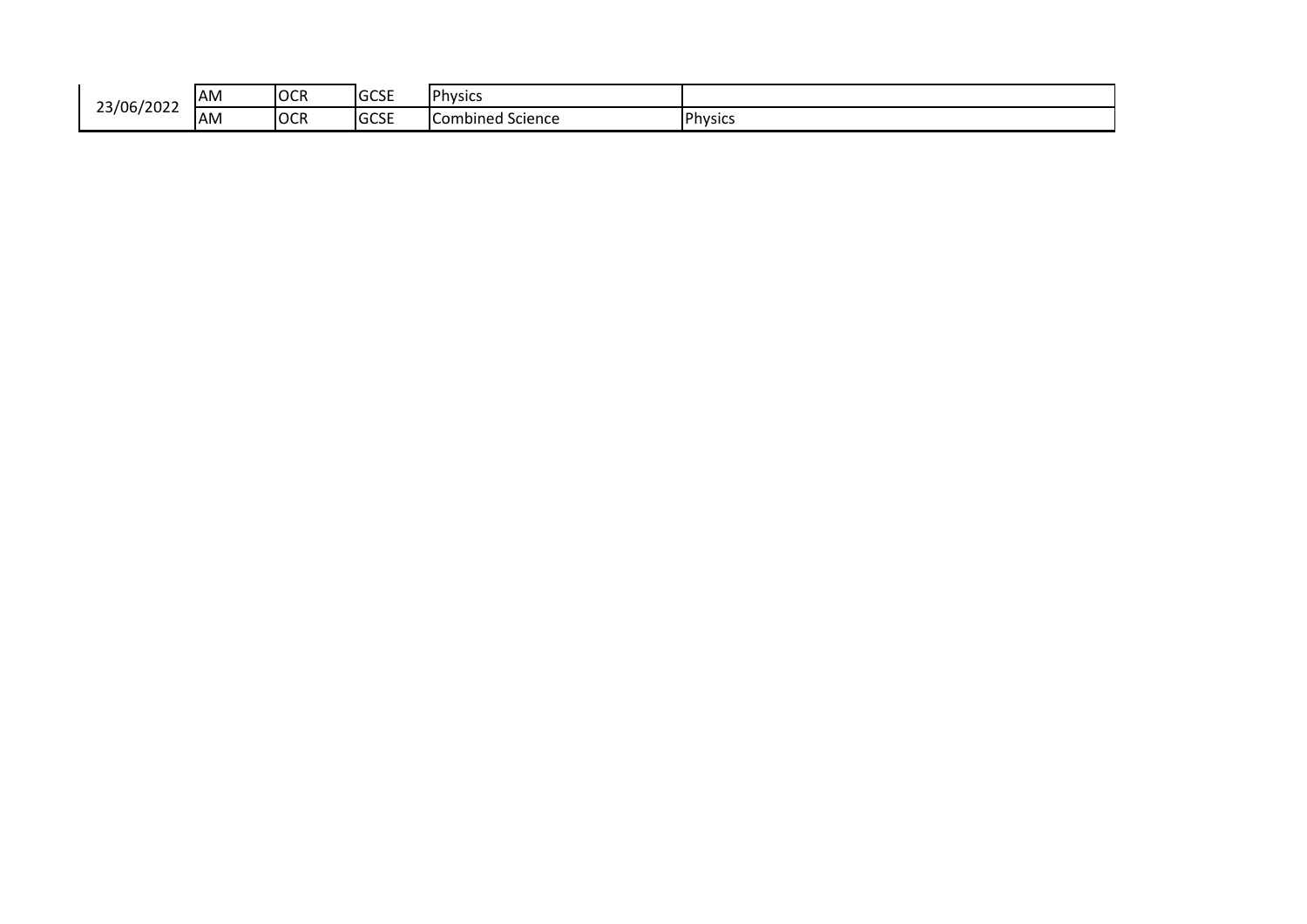| | | | | | |
|---|---|---|---|---|---|
| 23/06/2022 | AM | OCR | GCSE | Physics | |
| | AM | OCR | GCSE | Combined Science | Physics |